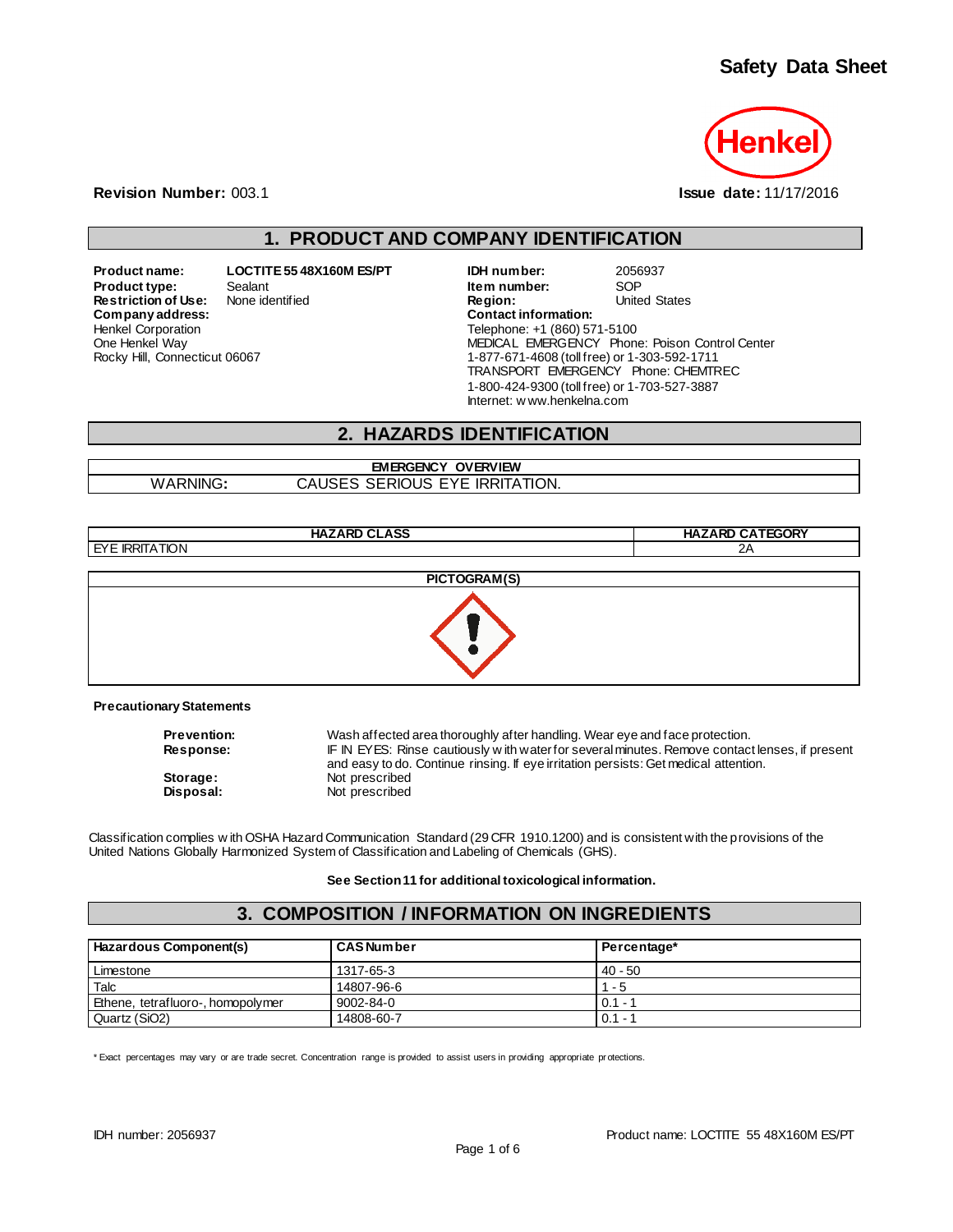# Safety Data Sheet

**Revision Number:** 003.1 **Issue date:** 11/17/2016

## 1. PRODUCT AND COMPANY IDENTIFICATION

**Product name:** LOCTITE 55 48X160M ES/PT
**Product type:** Sealant
**Restriction of Use:** None identified
**Company address:**
Henkel Corporation
One Henkel Way
Rocky Hill, Connecticut 06067

**IDH number:** 2056937
**Item number:** SOP
**Region:** United States
**Contact information:**
Telephone: +1 (860) 571-5100
MEDICAL EMERGENCY Phone: Poison Control Center
1-877-671-4608 (toll free) or 1-303-592-1711
TRANSPORT EMERGENCY Phone: CHEMTREC
1-800-424-9300 (toll free) or 1-703-527-3887
Internet: www.henkelna.com

## 2. HAZARDS IDENTIFICATION

| EMERGENCY OVERVIEW | |
|---|---|
| WARNING: | CAUSES SERIOUS EYE IRRITATION. |

| HAZARD CLASS | HAZARD CATEGORY |
|---|---|
| EYE IRRITATION | 2A |

**PICTOGRAM(S)**

**Precautionary Statements**

**Prevention:** Wash affected area thoroughly after handling. Wear eye and face protection.
**Response:** IF IN EYES: Rinse cautiously with water for several minutes. Remove contact lenses, if present and easy to do. Continue rinsing. If eye irritation persists: Get medical attention.
**Storage:** Not prescribed
**Disposal:** Not prescribed

Classification complies with OSHA Hazard Communication Standard (29 CFR 1910.1200) and is consistent with the provisions of the United Nations Globally Harmonized System of Classification and Labeling of Chemicals (GHS).

**See Section 11 for additional toxicological information.**

## 3. COMPOSITION / INFORMATION ON INGREDIENTS

| Hazardous Component(s) | CAS Number | Percentage* |
|---|---|---|
| Limestone | 1317-65-3 | 40 - 50 |
| Talc | 14807-96-6 | 1 - 5 |
| Ethene, tetrafluoro-, homopolymer | 9002-84-0 | 0.1 - 1 |
| Quartz ($SiO_2$) | 14808-60-7 | 0.1 - 1 |

\* Exact percentages may vary or are trade secret. Concentration range is provided to assist users in providing appropriate protections.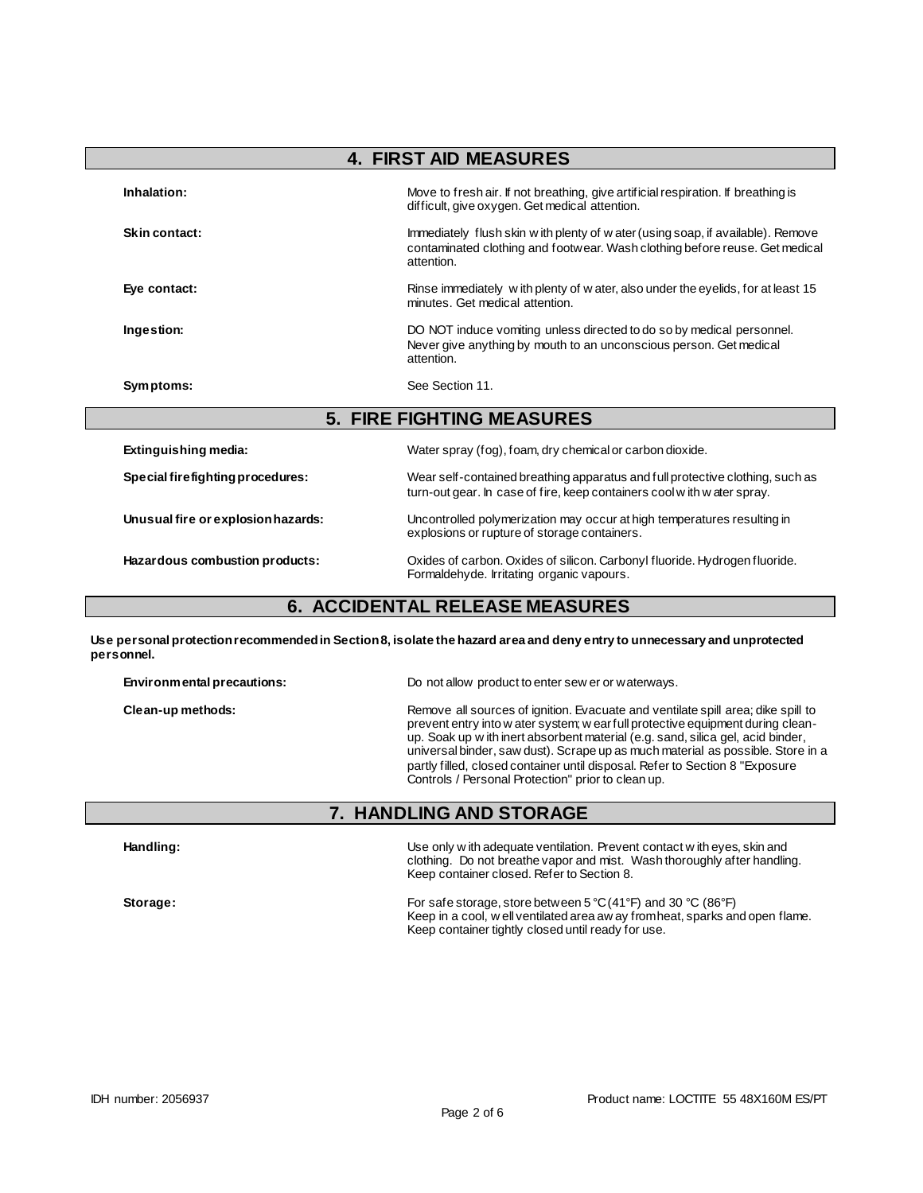## 4. FIRST AID MEASURES

**Inhalation:** Move to fresh air. If not breathing, give artificial respiration. If breathing is difficult, give oxygen. Get medical attention.

**Skin contact:** Immediately flush skin with plenty of water (using soap, if available). Remove contaminated clothing and footwear. Wash clothing before reuse. Get medical attention.

**Eye contact:** Rinse immediately with plenty of water, also under the eyelids, for at least 15 minutes. Get medical attention.

**Ingestion:** DO NOT induce vomiting unless directed to do so by medical personnel. Never give anything by mouth to an unconscious person. Get medical attention.

**Symptoms:** See Section 11.

## 5. FIRE FIGHTING MEASURES

**Extinguishing media:** Water spray (fog), foam, dry chemical or carbon dioxide.

**Special firefighting procedures:** Wear self-contained breathing apparatus and full protective clothing, such as turn-out gear. In case of fire, keep containers cool with water spray.

**Unusual fire or explosion hazards:** Uncontrolled polymerization may occur at high temperatures resulting in explosions or rupture of storage containers.

**Hazardous combustion products:** Oxides of carbon. Oxides of silicon. Carbonyl fluoride. Hydrogen fluoride. Formaldehyde. Irritating organic vapours.

## 6. ACCIDENTAL RELEASE MEASURES

**Use personal protection recommended in Section 8, isolate the hazard area and deny entry to unnecessary and unprotected personnel.**

**Environmental precautions:** Do not allow product to enter sewer or waterways.

**Clean-up methods:** Remove all sources of ignition. Evacuate and ventilate spill area; dike spill to prevent entry into water system; wear full protective equipment during clean-up. Soak up with inert absorbent material (e.g. sand, silica gel, acid binder, universal binder, saw dust). Scrape up as much material as possible. Store in a partly filled, closed container until disposal. Refer to Section 8 "Exposure Controls / Personal Protection" prior to clean up.

## 7. HANDLING AND STORAGE

**Handling:** Use only with adequate ventilation. Prevent contact with eyes, skin and clothing. Do not breathe vapor and mist. Wash thoroughly after handling. Keep container closed. Refer to Section 8.

**Storage:** For safe storage, store between 5 °C (41°F) and 30 °C (86°F)
Keep in a cool, well ventilated area away from heat, sparks and open flame.
Keep container tightly closed until ready for use.

IDH number: 2056937 — Product name: LOCTITE 55 48X160M ES/PT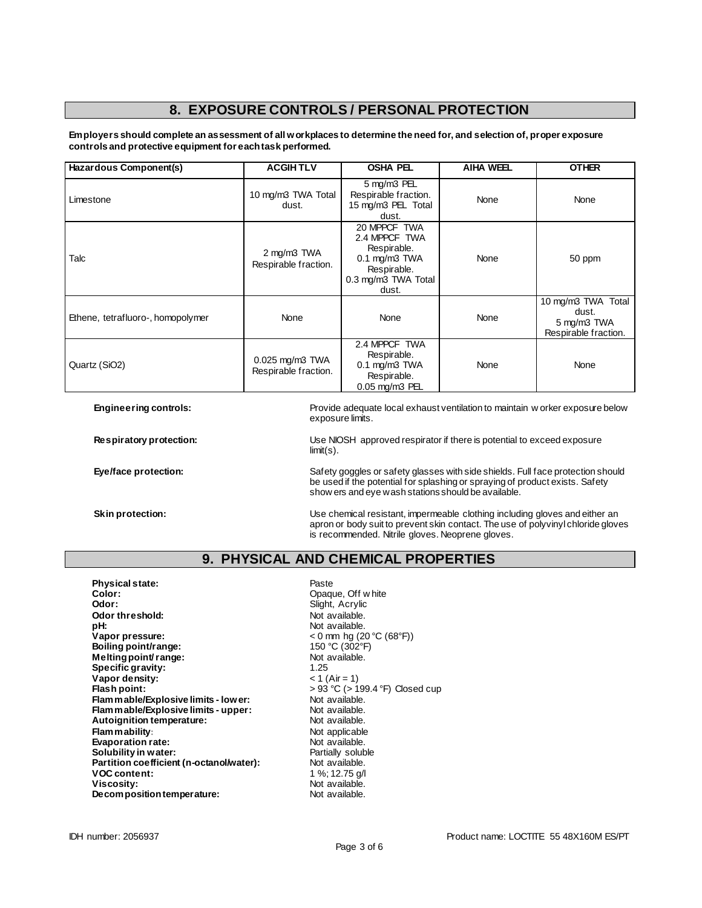## 8. EXPOSURE CONTROLS / PERSONAL PROTECTION

**Employers should complete an assessment of all workplaces to determine the need for, and selection of, proper exposure controls and protective equipment for each task performed.**

| Hazardous Component(s) | ACGIH TLV | OSHA PEL | AIHA WEEL | OTHER |
|---|---|---|---|---|
| Limestone | 10 mg/m3 TWA Total dust. | 5 mg/m3 PEL Respirable fraction. 15 mg/m3 PEL Total dust. | None | None |
| Talc | 2 mg/m3 TWA Respirable fraction. | 20 MPPCF TWA 2.4 MPPCF TWA Respirable. 0.1 mg/m3 TWA Respirable. 0.3 mg/m3 TWA Total dust. | None | 50 ppm |
| Ethene, tetrafluoro-, homopolymer | None | None | None | 10 mg/m3 TWA Total dust. 5 mg/m3 TWA Respirable fraction. |
| Quartz (SiO2) | 0.025 mg/m3 TWA Respirable fraction. | 2.4 MPPCF TWA Respirable. 0.1 mg/m3 TWA Respirable. 0.05 mg/m3 PEL | None | None |

**Engineering controls:** Provide adequate local exhaust ventilation to maintain worker exposure below exposure limits.

**Respiratory protection:** Use NIOSH approved respirator if there is potential to exceed exposure limit(s).

**Eye/face protection:** Safety goggles or safety glasses with side shields. Full face protection should be used if the potential for splashing or spraying of product exists. Safety showers and eye wash stations should be available.

**Skin protection:** Use chemical resistant, impermeable clothing including gloves and either an apron or body suit to prevent skin contact. The use of polyvinyl chloride gloves is recommended. Nitrile gloves. Neoprene gloves.

## 9. PHYSICAL AND CHEMICAL PROPERTIES

**Physical state:** Paste
**Color:** Opaque, Off white
**Odor:** Slight, Acrylic
**Odor threshold:** Not available.
**pH:** Not available.
**Vapor pressure:** < 0 mm hg (20 °C (68°F))
**Boiling point/range:** 150 °C (302°F)
**Melting point/ range:** Not available.
**Specific gravity:** 1.25
**Vapor density:** < 1 (Air = 1)
**Flash point:** > 93 °C (> 199.4 °F) Closed cup
**Flammable/Explosive limits - lower:** Not available.
**Flammable/Explosive limits - upper:** Not available.
**Autoignition temperature:** Not available.
**Flammability:** Not applicable
**Evaporation rate:** Not available.
**Solubility in water:** Partially soluble
**Partition coefficient (n-octanol/water):** Not available.
**VOC content:** 1 %; 12.75 g/l
**Viscosity:** Not available.
**Decomposition temperature:** Not available.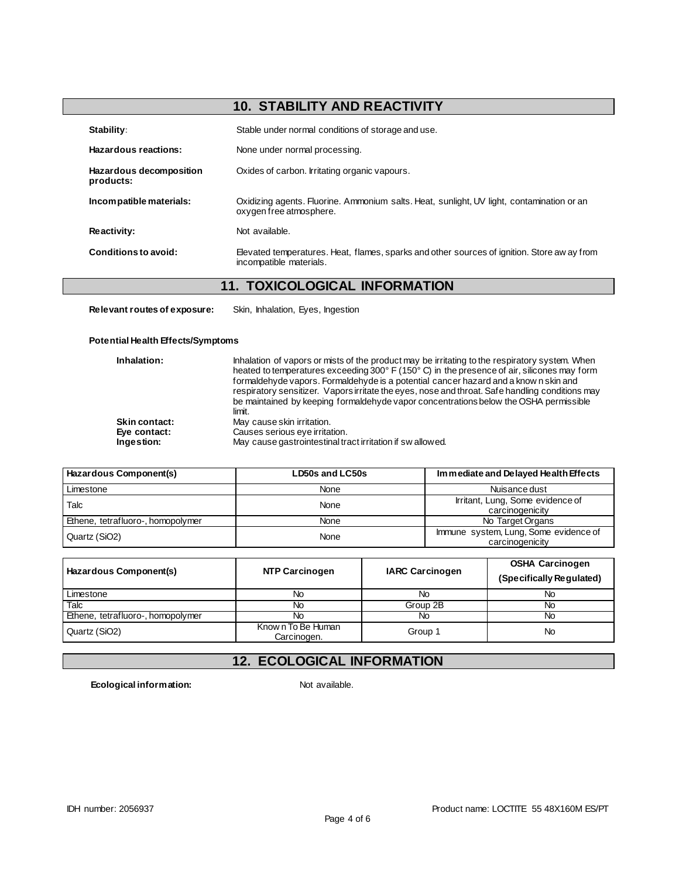## 10. STABILITY AND REACTIVITY

**Stability**: Stable under normal conditions of storage and use.

**Hazardous reactions:** None under normal processing.

**Hazardous decomposition products:** Oxides of carbon. Irritating organic vapours.

**Incompatible materials:** Oxidizing agents. Fluorine. Ammonium salts. Heat, sunlight, UV light, contamination or an oxygen free atmosphere.

**Reactivity:** Not available.

**Conditions to avoid:** Elevated temperatures. Heat, flames, sparks and other sources of ignition. Store away from incompatible materials.

## 11. TOXICOLOGICAL INFORMATION

**Relevant routes of exposure:** Skin, Inhalation, Eyes, Ingestion

**Potential Health Effects/Symptoms**

**Inhalation:** Inhalation of vapors or mists of the product may be irritating to the respiratory system. When heated to temperatures exceeding 300° F (150° C) in the presence of air, silicones may form formaldehyde vapors. Formaldehyde is a potential cancer hazard and a known skin and respiratory sensitizer. Vapors irritate the eyes, nose and throat. Safe handling conditions may be maintained by keeping formaldehyde vapor concentrations below the OSHA permissible limit.

**Skin contact:** May cause skin irritation.

**Eye contact:** Causes serious eye irritation.

**Ingestion:** May cause gastrointestinal tract irritation if swallowed.

| Hazardous Component(s) | LD50s and LC50s | Immediate and Delayed Health Effects |
|---|---|---|
| Limestone | None | Nuisance dust |
| Talc | None | Irritant, Lung, Some evidence of carcinogenicity |
| Ethene, tetrafluoro-, homopolymer | None | No Target Organs |
| Quartz (SiO2) | None | Immune system, Lung, Some evidence of carcinogenicity |

| Hazardous Component(s) | NTP Carcinogen | IARC Carcinogen | OSHA Carcinogen (Specifically Regulated) |
|---|---|---|---|
| Limestone | No | No | No |
| Talc | No | Group 2B | No |
| Ethene, tetrafluoro-, homopolymer | No | No | No |
| Quartz (SiO2) | Known To Be Human Carcinogen. | Group 1 | No |

## 12. ECOLOGICAL INFORMATION

**Ecological information:** Not available.

IDH number: 2056937 Product name: LOCTITE 55 48X160M ES/PT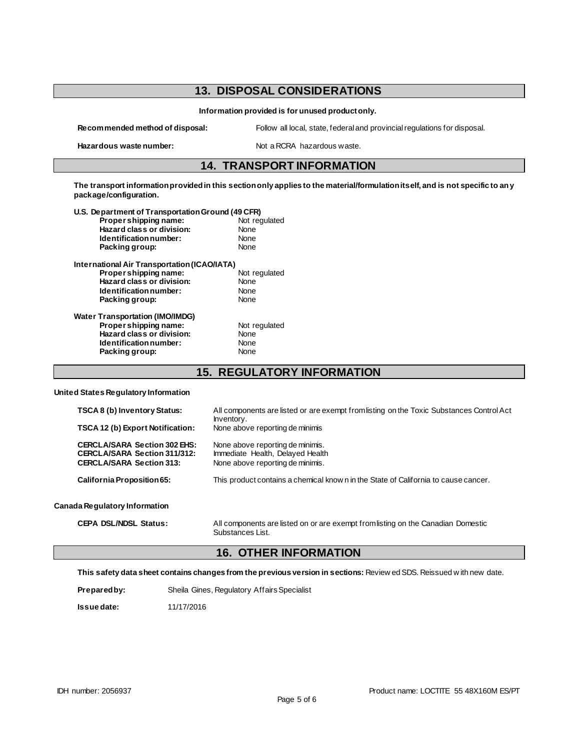## 13. DISPOSAL CONSIDERATIONS

**Information provided is for unused product only.**

**Recommended method of disposal:** Follow all local, state, federal and provincial regulations for disposal.

**Hazardous waste number:** Not a RCRA hazardous waste.

## 14. TRANSPORT INFORMATION

**The transport information provided in this section only applies to the material/formulation itself, and is not specific to any package/configuration.**

**U.S. Department of Transportation Ground (49 CFR)**

| | |
|---|---|
| **Proper shipping name:** | Not regulated |
| **Hazard class or division:** | None |
| **Identification number:** | None |
| **Packing group:** | None |

**International Air Transportation (ICAO/IATA)**

| | |
|---|---|
| **Proper shipping name:** | Not regulated |
| **Hazard class or division:** | None |
| **Identification number:** | None |
| **Packing group:** | None |

**Water Transportation (IMO/IMDG)**

| | |
|---|---|
| **Proper shipping name:** | Not regulated |
| **Hazard class or division:** | None |
| **Identification number:** | None |
| **Packing group:** | None |

## 15. REGULATORY INFORMATION

**United States Regulatory Information**

| | |
|---|---|
| **TSCA 8 (b) Inventory Status:** | All components are listed or are exempt from listing on the Toxic Substances Control Act Inventory. |
| **TSCA 12 (b) Export Notification:** | None above reporting de minimis |
| **CERCLA/SARA Section 302 EHS:** | None above reporting de minimis. |
| **CERCLA/SARA Section 311/312:** | Immediate Health, Delayed Health |
| **CERCLA/SARA Section 313:** | None above reporting de minimis. |
| **California Proposition 65:** | This product contains a chemical known in the State of California to cause cancer. |

**Canada Regulatory Information**

| | |
|---|---|
| **CEPA DSL/NDSL Status:** | All components are listed on or are exempt from listing on the Canadian Domestic Substances List. |

## 16. OTHER INFORMATION

**This safety data sheet contains changes from the previous version in sections:** Reviewed SDS. Reissued with new date.

**Prepared by:** Sheila Gines, Regulatory Affairs Specialist

**Issue date:** 11/17/2016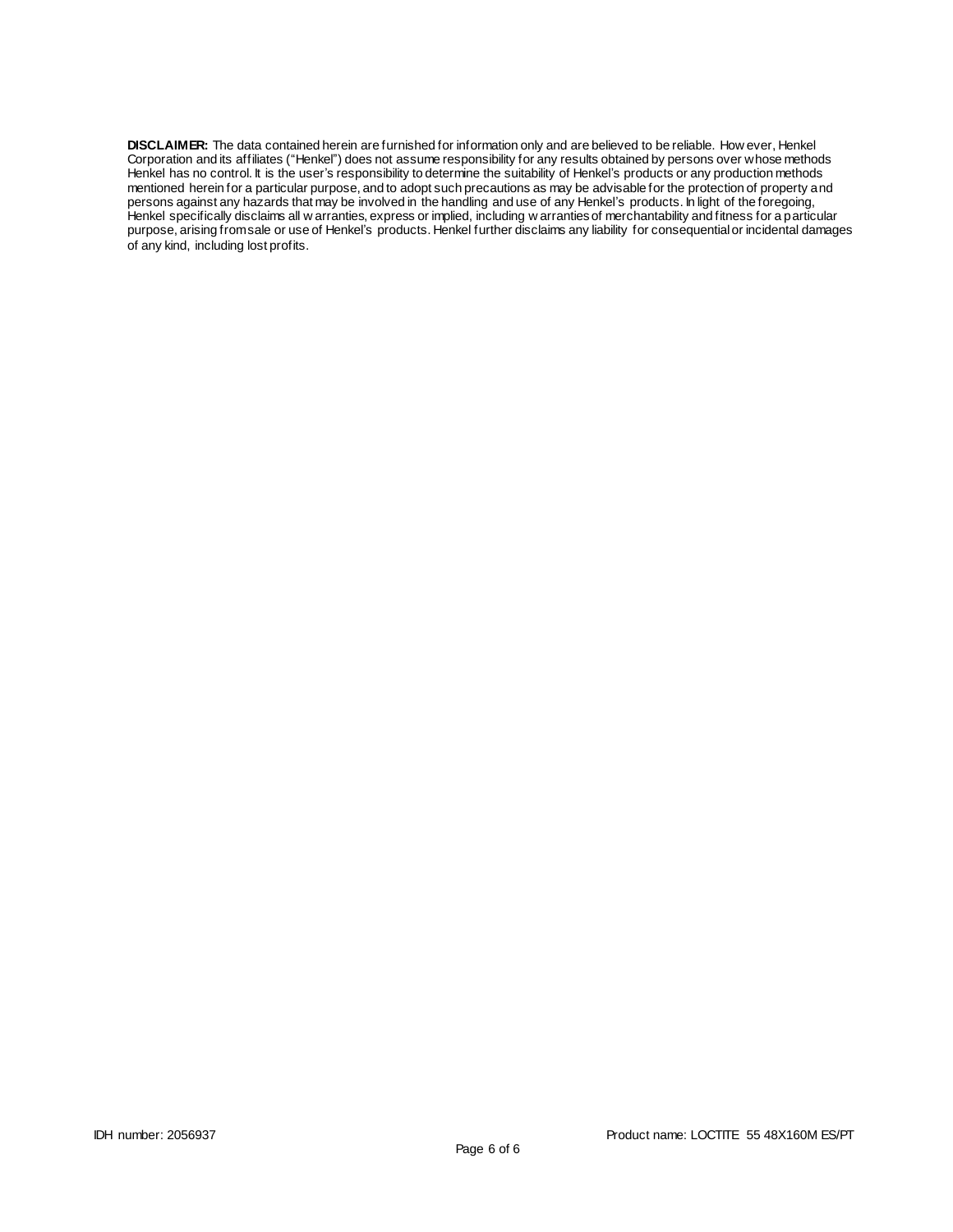**DISCLAIMER:** The data contained herein are furnished for information only and are believed to be reliable. However, Henkel Corporation and its affiliates ("Henkel") does not assume responsibility for any results obtained by persons over whose methods Henkel has no control. It is the user's responsibility to determine the suitability of Henkel's products or any production methods mentioned herein for a particular purpose, and to adopt such precautions as may be advisable for the protection of property and persons against any hazards that may be involved in the handling and use of any Henkel's products. In light of the foregoing, Henkel specifically disclaims all warranties, express or implied, including warranties of merchantability and fitness for a particular purpose, arising from sale or use of Henkel's products. Henkel further disclaims any liability for consequential or incidental damages of any kind, including lost profits.